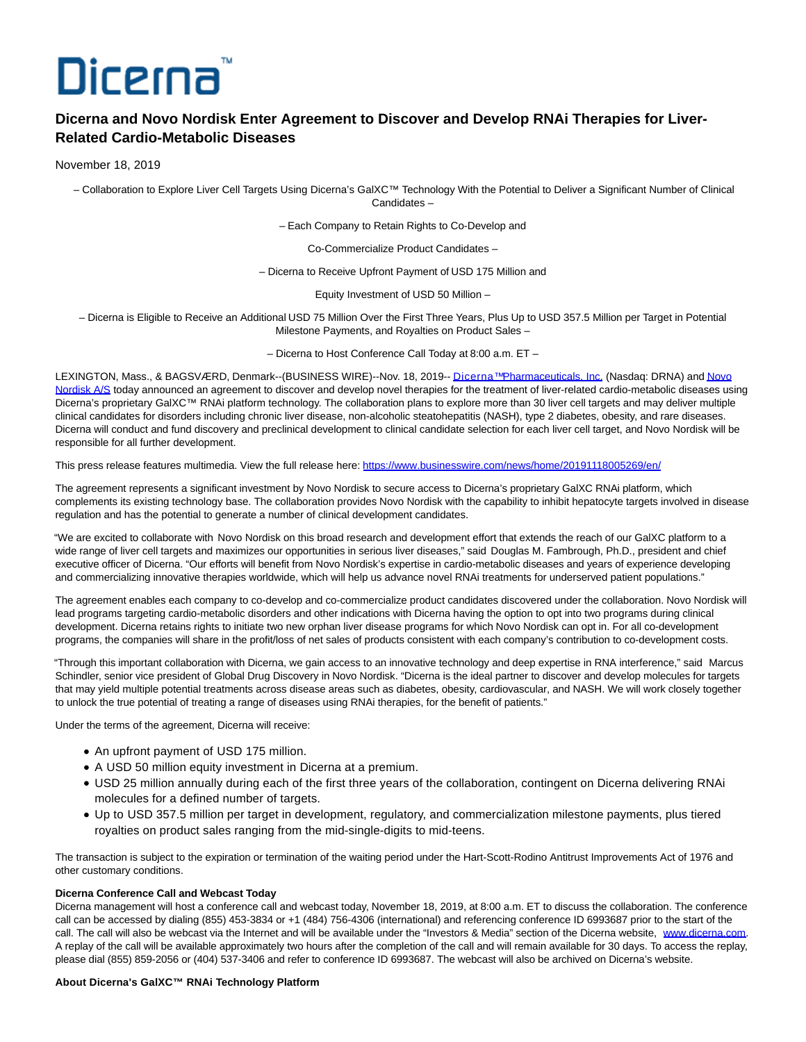Dicerna™

# Dicerna and Novo Nordisk Enter Agreement to Discover and Develop RNAi Therapies for Liver-Related Cardio-Metabolic Diseases

November 18, 2019

– Collaboration to Explore Liver Cell Targets Using Dicerna's GalXC™ Technology With the Potential to Deliver a Significant Number of Clinical Candidates –

– Each Company to Retain Rights to Co-Develop and

Co-Commercialize Product Candidates –

– Dicerna to Receive Upfront Payment of USD 175 Million and

Equity Investment of USD 50 Million –

– Dicerna is Eligible to Receive an Additional USD 75 Million Over the First Three Years, Plus Up to USD 357.5 Million per Target in Potential Milestone Payments, and Royalties on Product Sales –

– Dicerna to Host Conference Call Today at 8:00 a.m. ET –

LEXINGTON, Mass., & BAGSVÆRD, Denmark--(BUSINESS WIRE)--Nov. 18, 2019-- Dicerna™Pharmaceuticals, Inc. (Nasdaq: DRNA) and Novo Nordisk A/S today announced an agreement to discover and develop novel therapies for the treatment of liver-related cardio-metabolic diseases using Dicerna's proprietary GalXC™ RNAi platform technology. The collaboration plans to explore more than 30 liver cell targets and may deliver multiple clinical candidates for disorders including chronic liver disease, non-alcoholic steatohepatitis (NASH), type 2 diabetes, obesity, and rare diseases. Dicerna will conduct and fund discovery and preclinical development to clinical candidate selection for each liver cell target, and Novo Nordisk will be responsible for all further development.

This press release features multimedia. View the full release here: https://www.businesswire.com/news/home/20191118005269/en/

The agreement represents a significant investment by Novo Nordisk to secure access to Dicerna's proprietary GalXC RNAi platform, which complements its existing technology base. The collaboration provides Novo Nordisk with the capability to inhibit hepatocyte targets involved in disease regulation and has the potential to generate a number of clinical development candidates.

"We are excited to collaborate with Novo Nordisk on this broad research and development effort that extends the reach of our GalXC platform to a wide range of liver cell targets and maximizes our opportunities in serious liver diseases," said Douglas M. Fambrough, Ph.D., president and chief executive officer of Dicerna. "Our efforts will benefit from Novo Nordisk's expertise in cardio-metabolic diseases and years of experience developing and commercializing innovative therapies worldwide, which will help us advance novel RNAi treatments for underserved patient populations."

The agreement enables each company to co-develop and co-commercialize product candidates discovered under the collaboration. Novo Nordisk will lead programs targeting cardio-metabolic disorders and other indications with Dicerna having the option to opt into two programs during clinical development. Dicerna retains rights to initiate two new orphan liver disease programs for which Novo Nordisk can opt in. For all co-development programs, the companies will share in the profit/loss of net sales of products consistent with each company's contribution to co-development costs.

"Through this important collaboration with Dicerna, we gain access to an innovative technology and deep expertise in RNA interference," said Marcus Schindler, senior vice president of Global Drug Discovery in Novo Nordisk. "Dicerna is the ideal partner to discover and develop molecules for targets that may yield multiple potential treatments across disease areas such as diabetes, obesity, cardiovascular, and NASH. We will work closely together to unlock the true potential of treating a range of diseases using RNAi therapies, for the benefit of patients."

Under the terms of the agreement, Dicerna will receive:

- An upfront payment of USD 175 million.
- A USD 50 million equity investment in Dicerna at a premium.
- USD 25 million annually during each of the first three years of the collaboration, contingent on Dicerna delivering RNAi molecules for a defined number of targets.
- Up to USD 357.5 million per target in development, regulatory, and commercialization milestone payments, plus tiered royalties on product sales ranging from the mid-single-digits to mid-teens.

The transaction is subject to the expiration or termination of the waiting period under the Hart-Scott-Rodino Antitrust Improvements Act of 1976 and other customary conditions.

**Dicerna Conference Call and Webcast Today**
Dicerna management will host a conference call and webcast today, November 18, 2019, at 8:00 a.m. ET to discuss the collaboration. The conference call can be accessed by dialing (855) 453-3834 or +1 (484) 756-4306 (international) and referencing conference ID 6993687 prior to the start of the call. The call will also be webcast via the Internet and will be available under the "Investors & Media" section of the Dicerna website, www.dicerna.com. A replay of the call will be available approximately two hours after the completion of the call and will remain available for 30 days. To access the replay, please dial (855) 859-2056 or (404) 537-3406 and refer to conference ID 6993687. The webcast will also be archived on Dicerna's website.

**About Dicerna's GalXC™ RNAi Technology Platform**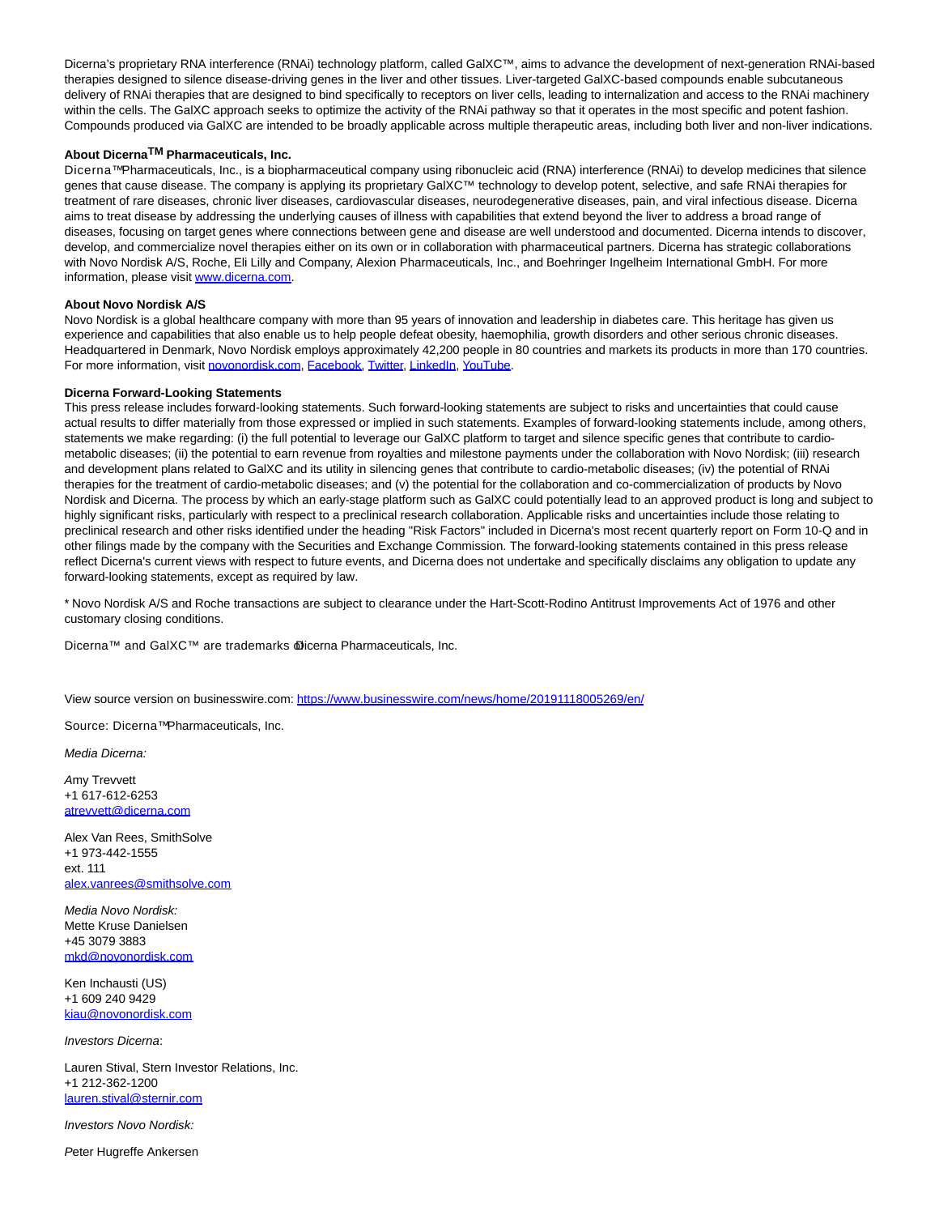Dicerna's proprietary RNA interference (RNAi) technology platform, called GalXC™, aims to advance the development of next-generation RNAi-based therapies designed to silence disease-driving genes in the liver and other tissues. Liver-targeted GalXC-based compounds enable subcutaneous delivery of RNAi therapies that are designed to bind specifically to receptors on liver cells, leading to internalization and access to the RNAi machinery within the cells. The GalXC approach seeks to optimize the activity of the RNAi pathway so that it operates in the most specific and potent fashion. Compounds produced via GalXC are intended to be broadly applicable across multiple therapeutic areas, including both liver and non-liver indications.

**About Dicerna™ Pharmaceuticals, Inc.**

Dicerna™ Pharmaceuticals, Inc., is a biopharmaceutical company using ribonucleic acid (RNA) interference (RNAi) to develop medicines that silence genes that cause disease. The company is applying its proprietary GalXC™ technology to develop potent, selective, and safe RNAi therapies for treatment of rare diseases, chronic liver diseases, cardiovascular diseases, neurodegenerative diseases, pain, and viral infectious disease. Dicerna aims to treat disease by addressing the underlying causes of illness with capabilities that extend beyond the liver to address a broad range of diseases, focusing on target genes where connections between gene and disease are well understood and documented. Dicerna intends to discover, develop, and commercialize novel therapies either on its own or in collaboration with pharmaceutical partners. Dicerna has strategic collaborations with Novo Nordisk A/S, Roche, Eli Lilly and Company, Alexion Pharmaceuticals, Inc., and Boehringer Ingelheim International GmbH. For more information, please visit www.dicerna.com.

**About Novo Nordisk A/S**

Novo Nordisk is a global healthcare company with more than 95 years of innovation and leadership in diabetes care. This heritage has given us experience and capabilities that also enable us to help people defeat obesity, haemophilia, growth disorders and other serious chronic diseases. Headquartered in Denmark, Novo Nordisk employs approximately 42,200 people in 80 countries and markets its products in more than 170 countries. For more information, visit novonordisk.com, Facebook, Twitter, LinkedIn, YouTube.

**Dicerna Forward-Looking Statements**

This press release includes forward-looking statements. Such forward-looking statements are subject to risks and uncertainties that could cause actual results to differ materially from those expressed or implied in such statements. Examples of forward-looking statements include, among others, statements we make regarding: (i) the full potential to leverage our GalXC platform to target and silence specific genes that contribute to cardio-metabolic diseases; (ii) the potential to earn revenue from royalties and milestone payments under the collaboration with Novo Nordisk; (iii) research and development plans related to GalXC and its utility in silencing genes that contribute to cardio-metabolic diseases; (iv) the potential of RNAi therapies for the treatment of cardio-metabolic diseases; and (v) the potential for the collaboration and co-commercialization of products by Novo Nordisk and Dicerna. The process by which an early-stage platform such as GalXC could potentially lead to an approved product is long and subject to highly significant risks, particularly with respect to a preclinical research collaboration. Applicable risks and uncertainties include those relating to preclinical research and other risks identified under the heading "Risk Factors" included in Dicerna's most recent quarterly report on Form 10-Q and in other filings made by the company with the Securities and Exchange Commission. The forward-looking statements contained in this press release reflect Dicerna's current views with respect to future events, and Dicerna does not undertake and specifically disclaims any obligation to update any forward-looking statements, except as required by law.

* Novo Nordisk A/S and Roche transactions are subject to clearance under the Hart-Scott-Rodino Antitrust Improvements Act of 1976 and other customary closing conditions.

Dicerna™ and GalXC™ are trademarks of Dicerna Pharmaceuticals, Inc.

View source version on businesswire.com: https://www.businesswire.com/news/home/20191118005269/en/

Source: Dicerna™ Pharmaceuticals, Inc.

*Media Dicerna:*

Amy Trevvett
+1 617-612-6253
atrevvett@dicerna.com

Alex Van Rees, SmithSolve
+1 973-442-1555
ext. 111
alex.vanrees@smithsolve.com

*Media Novo Nordisk:*
Mette Kruse Danielsen
+45 3079 3883
mkd@novonordisk.com

Ken Inchausti (US)
+1 609 240 9429
kiau@novonordisk.com

*Investors Dicerna*:

Lauren Stival, Stern Investor Relations, Inc.
+1 212-362-1200
lauren.stival@sternir.com

*Investors Novo Nordisk:*

Peter Hugreffe Ankersen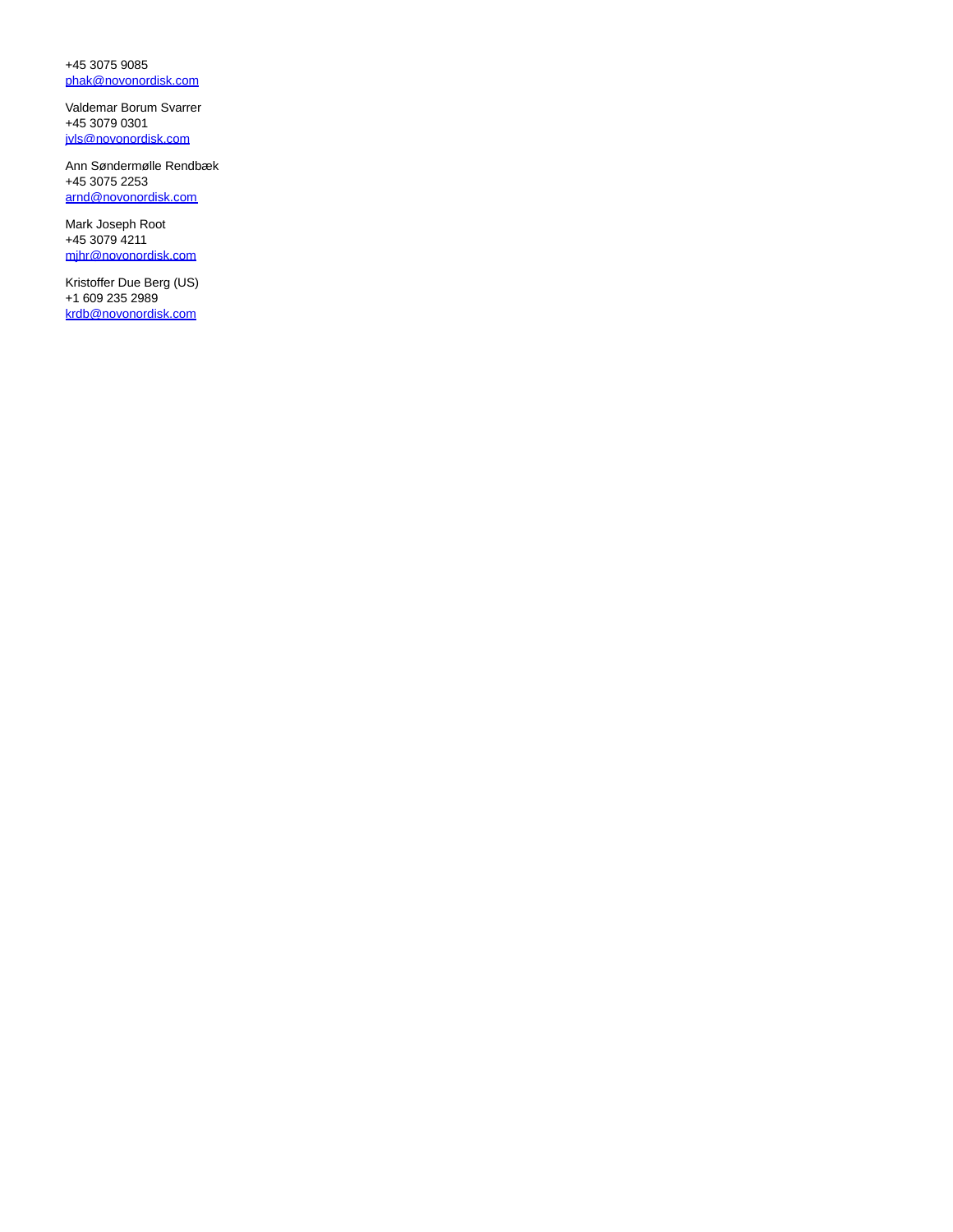+45 3075 9085
phak@novonordisk.com

Valdemar Borum Svarrer
+45 3079 0301
jvls@novonordisk.com

Ann Søndermølle Rendbæk
+45 3075 2253
arnd@novonordisk.com

Mark Joseph Root
+45 3079 4211
mjhr@novonordisk.com

Kristoffer Due Berg (US)
+1 609 235 2989
krdb@novonordisk.com